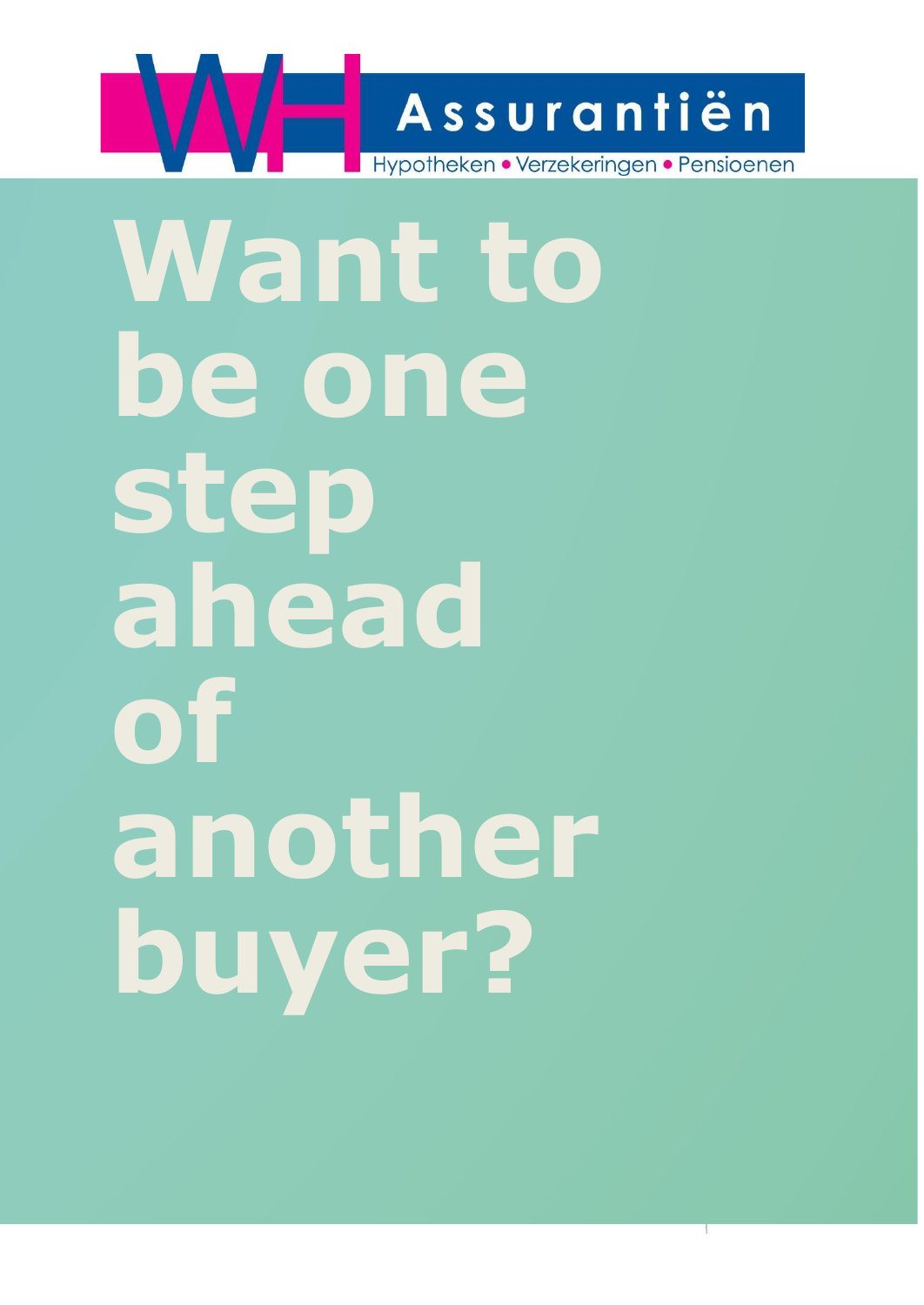WH Assurantiën

Hypotheken • Verzekeringen • Pensioenen

# Want to be one step ahead of another buyer?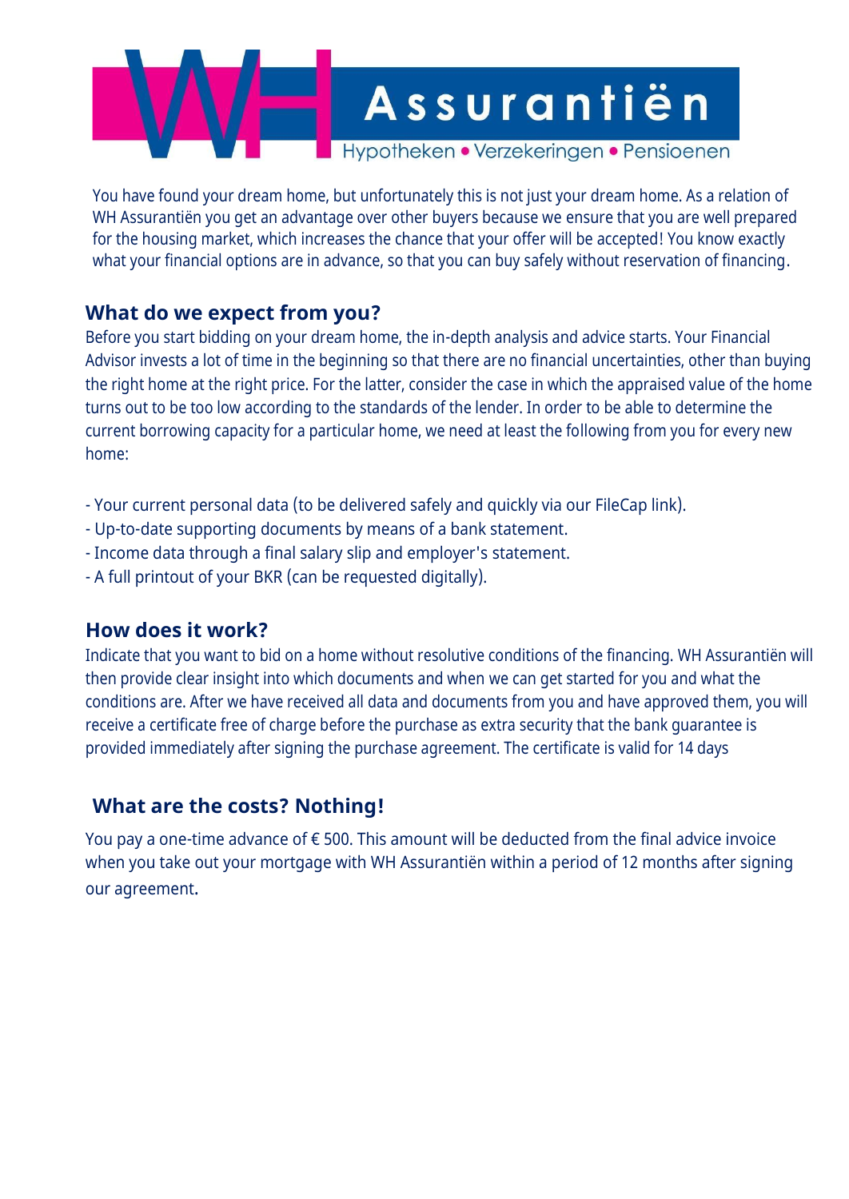# WH Assurantiën

Hypotheken • Verzekeringen • Pensioenen

You have found your dream home, but unfortunately this is not just your dream home. As a relation of WH Assurantiën you get an advantage over other buyers because we ensure that you are well prepared for the housing market, which increases the chance that your offer will be accepted! You know exactly what your financial options are in advance, so that you can buy safely without reservation of financing.

## What do we expect from you?

Before you start bidding on your dream home, the in-depth analysis and advice starts. Your Financial Advisor invests a lot of time in the beginning so that there are no financial uncertainties, other than buying the right home at the right price. For the latter, consider the case in which the appraised value of the home turns out to be too low according to the standards of the lender. In order to be able to determine the current borrowing capacity for a particular home, we need at least the following from you for every new home:

- Your current personal data (to be delivered safely and quickly via our FileCap link).
- Up-to-date supporting documents by means of a bank statement.
- Income data through a final salary slip and employer's statement.
- A full printout of your BKR (can be requested digitally).

## How does it work?

Indicate that you want to bid on a home without resolutive conditions of the financing. WH Assurantiën will then provide clear insight into which documents and when we can get started for you and what the conditions are. After we have received all data and documents from you and have approved them, you will receive a certificate free of charge before the purchase as extra security that the bank guarantee is provided immediately after signing the purchase agreement. The certificate is valid for 14 days

## What are the costs? Nothing!

You pay a one-time advance of € 500. This amount will be deducted from the final advice invoice when you take out your mortgage with WH Assurantiën within a period of 12 months after signing our agreement.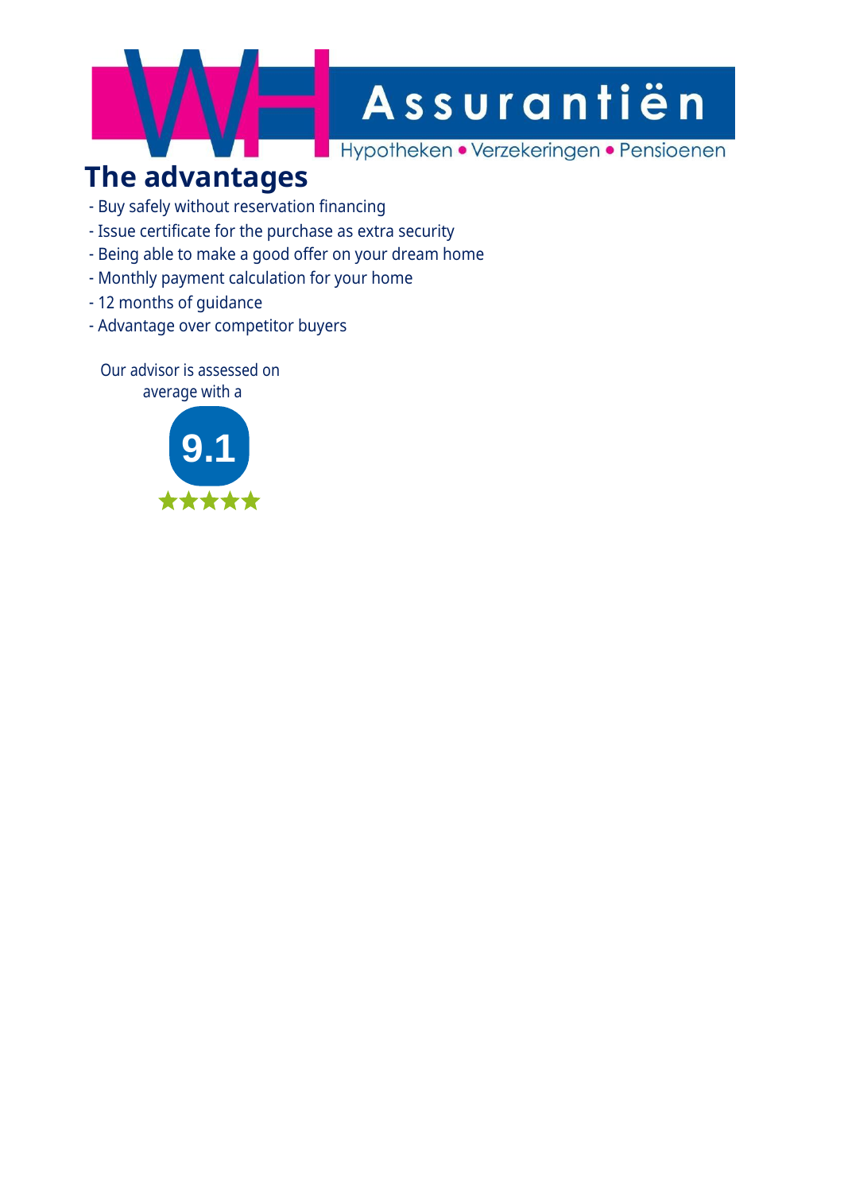WH Assurantiën

Hypotheken • Verzekeringen • Pensioenen

## The advantages

- Buy safely without reservation financing
- Issue certificate for the purchase as extra security
- Being able to make a good offer on your dream home
- Monthly payment calculation for your home
- 12 months of guidance
- Advantage over competitor buyers

Our advisor is assessed on average with a

**9.1**

★★★★★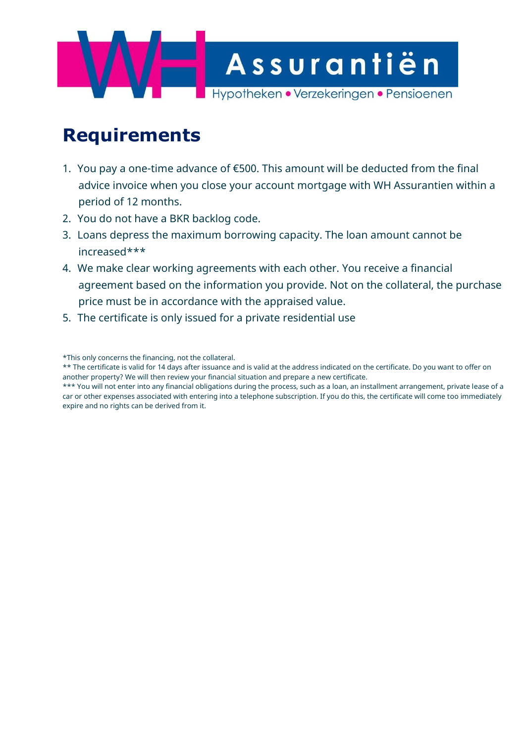## Requirements

1. You pay a one-time advance of €500. This amount will be deducted from the final advice invoice when you close your account mortgage with WH Assurantien within a period of 12 months.
2. You do not have a BKR backlog code.
3. Loans depress the maximum borrowing capacity. The loan amount cannot be increased***
4. We make clear working agreements with each other. You receive a financial agreement based on the information you provide. Not on the collateral, the purchase price must be in accordance with the appraised value.
5. The certificate is only issued for a private residential use

*This only concerns the financing, not the collateral.

** The certificate is valid for 14 days after issuance and is valid at the address indicated on the certificate. Do you want to offer on another property? We will then review your financial situation and prepare a new certificate.

*** You will not enter into any financial obligations during the process, such as a loan, an installment arrangement, private lease of a car or other expenses associated with entering into a telephone subscription. If you do this, the certificate will come too immediately expire and no rights can be derived from it.